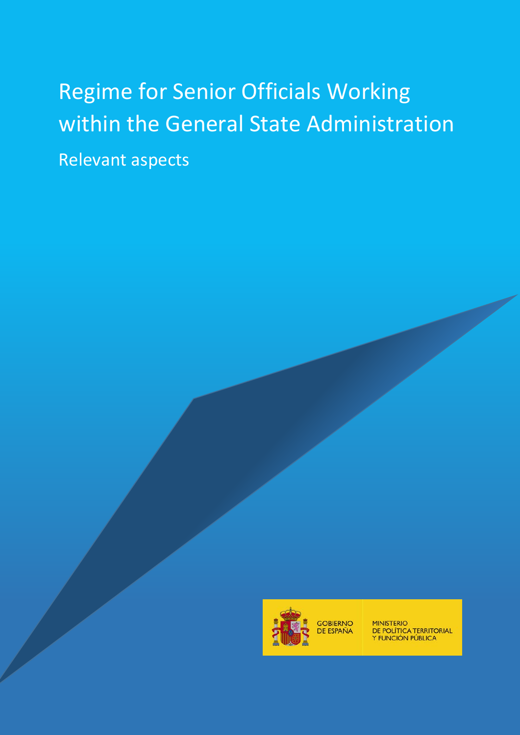# Regime for Senior Officials Working within the General State Administration

## Relevant aspects

GOBIERNO DE ESPAÑA

MINISTERIO DE POLÍTICA TERRITORIAL Y FUNCIÓN PÚBLICA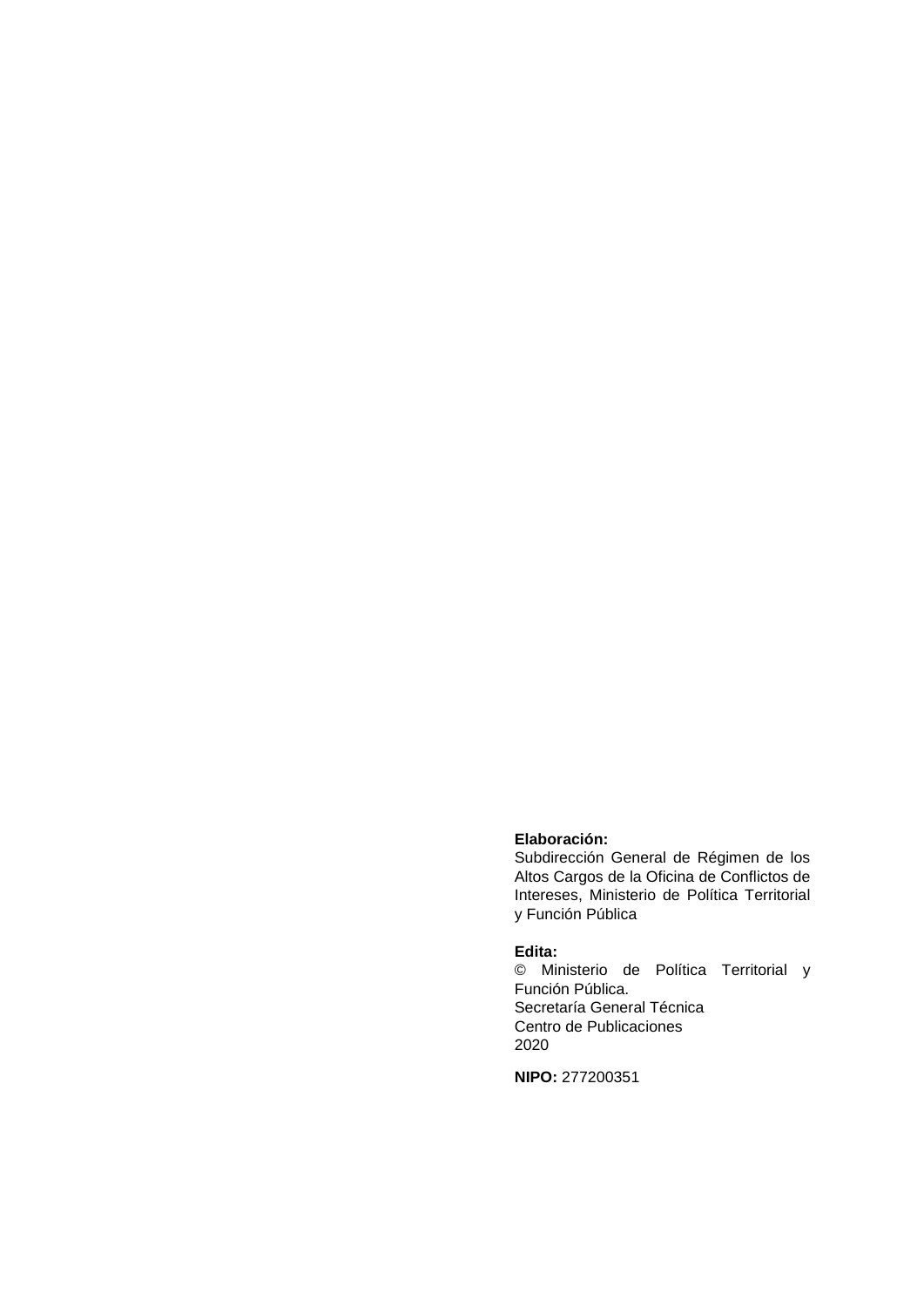**Elaboración:**
Subdirección General de Régimen de los Altos Cargos de la Oficina de Conflictos de Intereses, Ministerio de Política Territorial y Función Pública

**Edita:**
© Ministerio de Política Territorial y Función Pública.
Secretaría General Técnica
Centro de Publicaciones
2020

**NIPO:** 277200351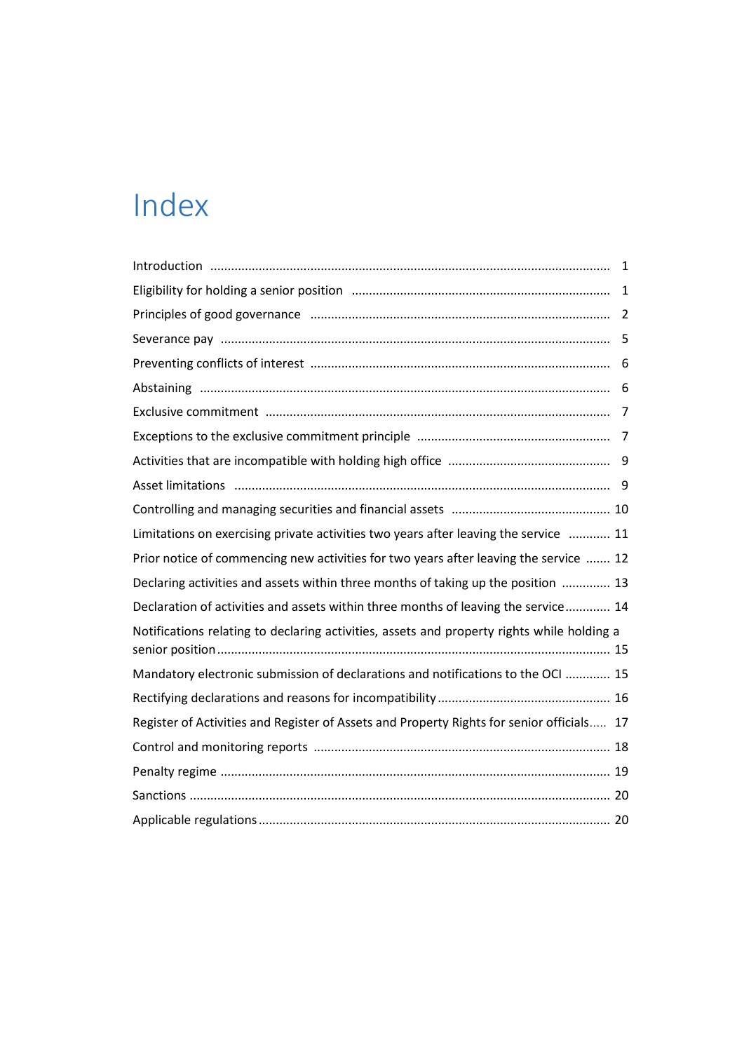# Index

Introduction ........................................................................................................ 1

Eligibility for holding a senior position ........................................................................ 1

Principles of good governance ................................................................................... 2

Severance pay ........................................................................................................ 5

Preventing conflicts of interest .................................................................................. 6

Abstaining ............................................................................................................ 6

Exclusive commitment ............................................................................................ 7

Exceptions to the exclusive commitment principle ........................................................ 7

Activities that are incompatible with holding high office ............................................... 9

Asset limitations .................................................................................................... 9

Controlling and managing securities and financial assets ............................................. 10

Limitations on exercising private activities two years after leaving the service ............ 11

Prior notice of commencing new activities for two years after leaving the service ....... 12

Declaring activities and assets within three months of taking up the position ............. 13

Declaration of activities and assets within three months of leaving the service ............ 14

Notifications relating to declaring activities, assets and property rights while holding a senior position ................................................................................................................ 15

Mandatory electronic submission of declarations and notifications to the OCI ............. 15

Rectifying declarations and reasons for incompatibility ................................................ 16

Register of Activities and Register of Assets and Property Rights for senior officials ..... 17

Control and monitoring reports ................................................................................ 18

Penalty regime ...................................................................................................... 19

Sanctions .............................................................................................................. 20

Applicable regulations ............................................................................................ 20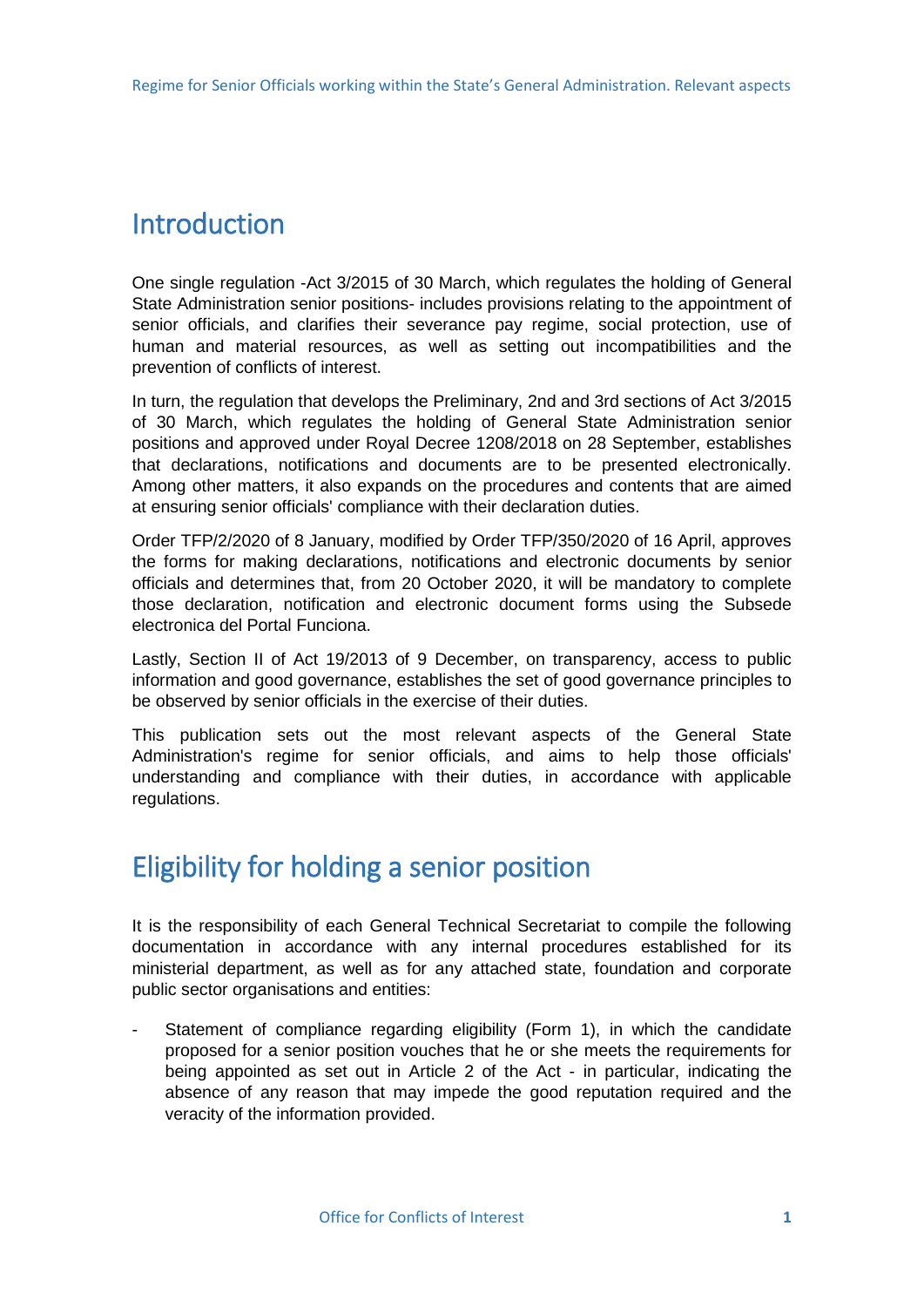## Introduction

One single regulation -Act 3/2015 of 30 March, which regulates the holding of General State Administration senior positions- includes provisions relating to the appointment of senior officials, and clarifies their severance pay regime, social protection, use of human and material resources, as well as setting out incompatibilities and the prevention of conflicts of interest.

In turn, the regulation that develops the Preliminary, 2nd and 3rd sections of Act 3/2015 of 30 March, which regulates the holding of General State Administration senior positions and approved under Royal Decree 1208/2018 on 28 September, establishes that declarations, notifications and documents are to be presented electronically. Among other matters, it also expands on the procedures and contents that are aimed at ensuring senior officials' compliance with their declaration duties.

Order TFP/2/2020 of 8 January, modified by Order TFP/350/2020 of 16 April, approves the forms for making declarations, notifications and electronic documents by senior officials and determines that, from 20 October 2020, it will be mandatory to complete those declaration, notification and electronic document forms using the Subsede electronica del Portal Funciona.

Lastly, Section II of Act 19/2013 of 9 December, on transparency, access to public information and good governance, establishes the set of good governance principles to be observed by senior officials in the exercise of their duties.

This publication sets out the most relevant aspects of the General State Administration's regime for senior officials, and aims to help those officials' understanding and compliance with their duties, in accordance with applicable regulations.

## Eligibility for holding a senior position

It is the responsibility of each General Technical Secretariat to compile the following documentation in accordance with any internal procedures established for its ministerial department, as well as for any attached state, foundation and corporate public sector organisations and entities:

- Statement of compliance regarding eligibility (Form 1), in which the candidate proposed for a senior position vouches that he or she meets the requirements for being appointed as set out in Article 2 of the Act - in particular, indicating the absence of any reason that may impede the good reputation required and the veracity of the information provided.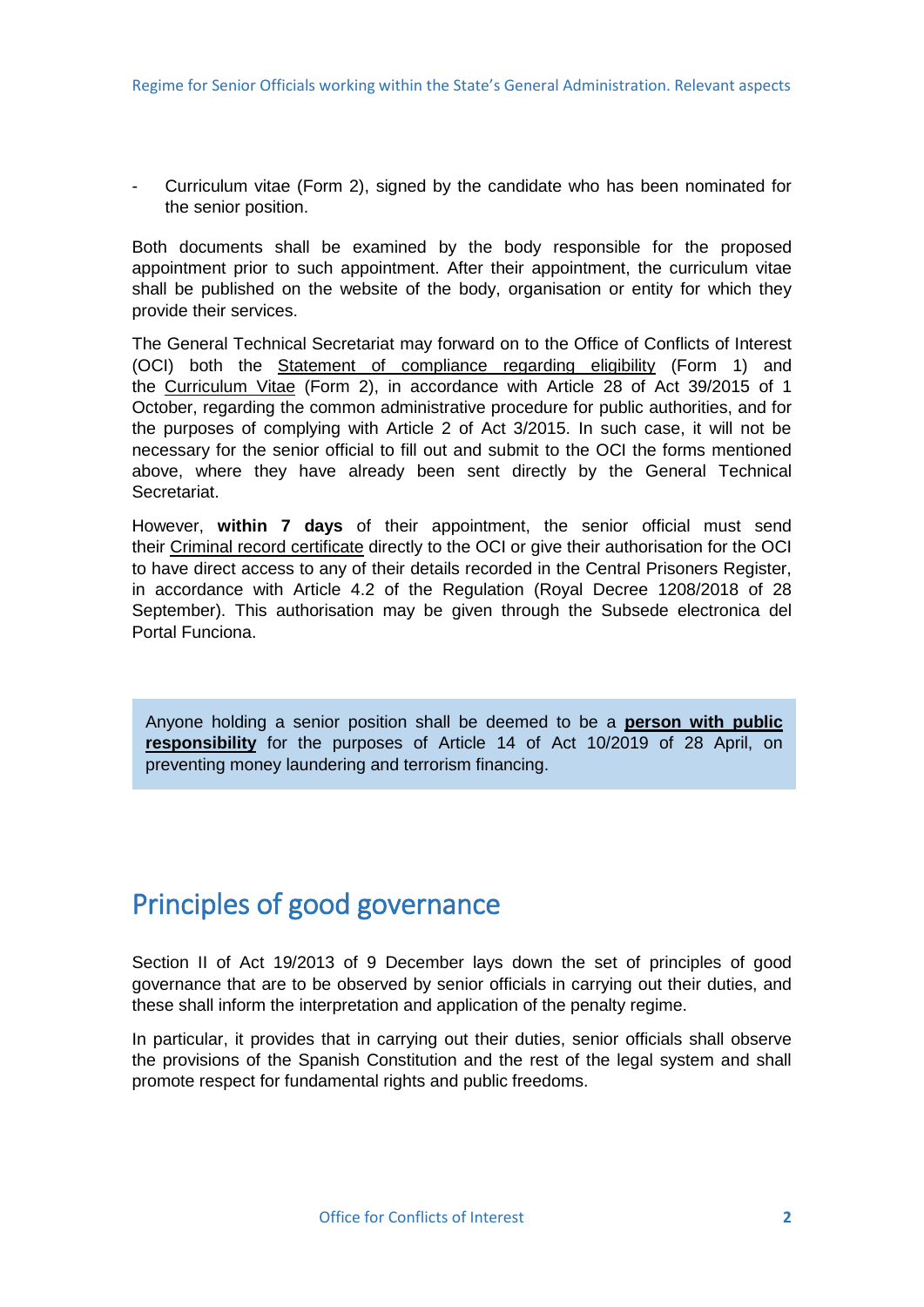- Curriculum vitae (Form 2), signed by the candidate who has been nominated for the senior position.

Both documents shall be examined by the body responsible for the proposed appointment prior to such appointment. After their appointment, the curriculum vitae shall be published on the website of the body, organisation or entity for which they provide their services.

The General Technical Secretariat may forward on to the Office of Conflicts of Interest (OCI) both the Statement of compliance regarding eligibility (Form 1) and the Curriculum Vitae (Form 2), in accordance with Article 28 of Act 39/2015 of 1 October, regarding the common administrative procedure for public authorities, and for the purposes of complying with Article 2 of Act 3/2015. In such case, it will not be necessary for the senior official to fill out and submit to the OCI the forms mentioned above, where they have already been sent directly by the General Technical Secretariat.

However, **within 7 days** of their appointment, the senior official must send their Criminal record certificate directly to the OCI or give their authorisation for the OCI to have direct access to any of their details recorded in the Central Prisoners Register, in accordance with Article 4.2 of the Regulation (Royal Decree 1208/2018 of 28 September). This authorisation may be given through the Subsede electronica del Portal Funciona.

> Anyone holding a senior position shall be deemed to be a **person with public responsibility** for the purposes of Article 14 of Act 10/2019 of 28 April, on preventing money laundering and terrorism financing.

## Principles of good governance

Section II of Act 19/2013 of 9 December lays down the set of principles of good governance that are to be observed by senior officials in carrying out their duties, and these shall inform the interpretation and application of the penalty regime.

In particular, it provides that in carrying out their duties, senior officials shall observe the provisions of the Spanish Constitution and the rest of the legal system and shall promote respect for fundamental rights and public freedoms.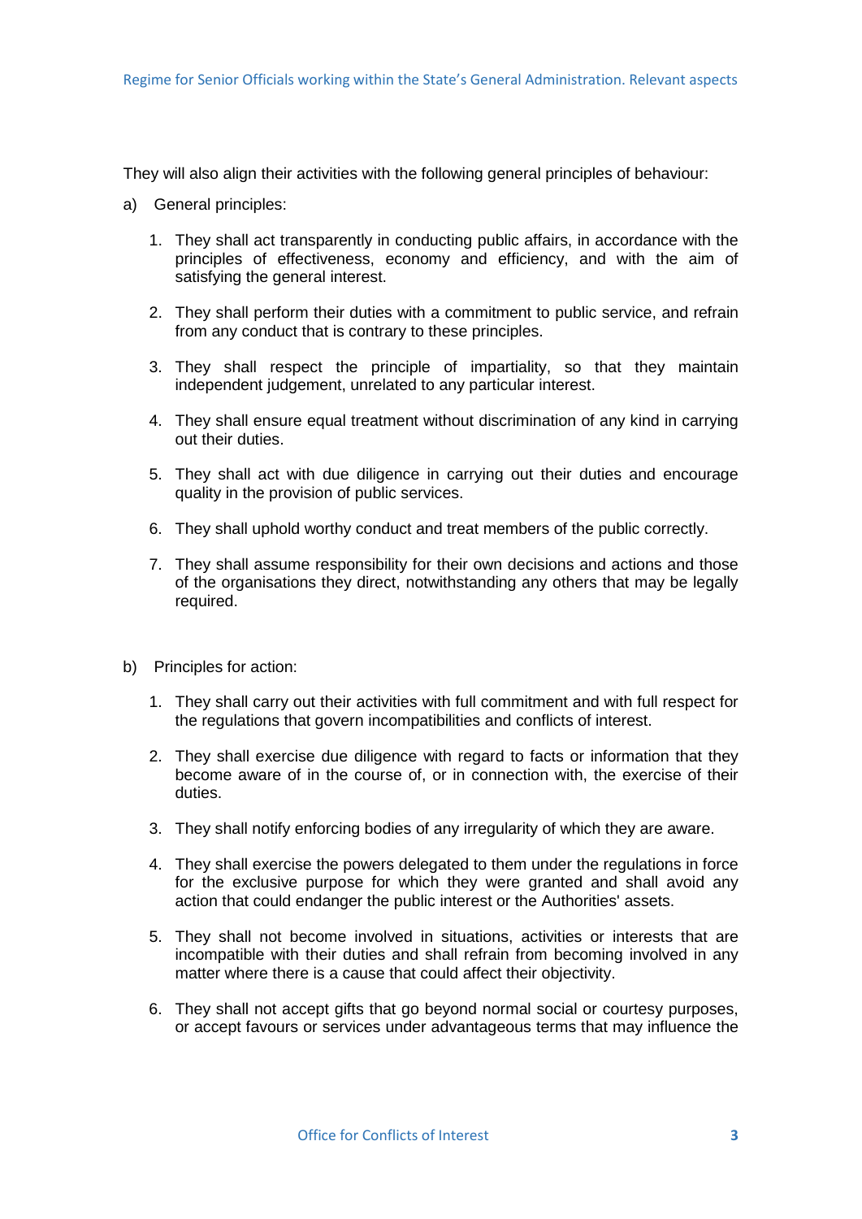They will also align their activities with the following general principles of behaviour:

a) General principles:

1. They shall act transparently in conducting public affairs, in accordance with the principles of effectiveness, economy and efficiency, and with the aim of satisfying the general interest.

2. They shall perform their duties with a commitment to public service, and refrain from any conduct that is contrary to these principles.

3. They shall respect the principle of impartiality, so that they maintain independent judgement, unrelated to any particular interest.

4. They shall ensure equal treatment without discrimination of any kind in carrying out their duties.

5. They shall act with due diligence in carrying out their duties and encourage quality in the provision of public services.

6. They shall uphold worthy conduct and treat members of the public correctly.

7. They shall assume responsibility for their own decisions and actions and those of the organisations they direct, notwithstanding any others that may be legally required.

b) Principles for action:

1. They shall carry out their activities with full commitment and with full respect for the regulations that govern incompatibilities and conflicts of interest.

2. They shall exercise due diligence with regard to facts or information that they become aware of in the course of, or in connection with, the exercise of their duties.

3. They shall notify enforcing bodies of any irregularity of which they are aware.

4. They shall exercise the powers delegated to them under the regulations in force for the exclusive purpose for which they were granted and shall avoid any action that could endanger the public interest or the Authorities' assets.

5. They shall not become involved in situations, activities or interests that are incompatible with their duties and shall refrain from becoming involved in any matter where there is a cause that could affect their objectivity.

6. They shall not accept gifts that go beyond normal social or courtesy purposes, or accept favours or services under advantageous terms that may influence the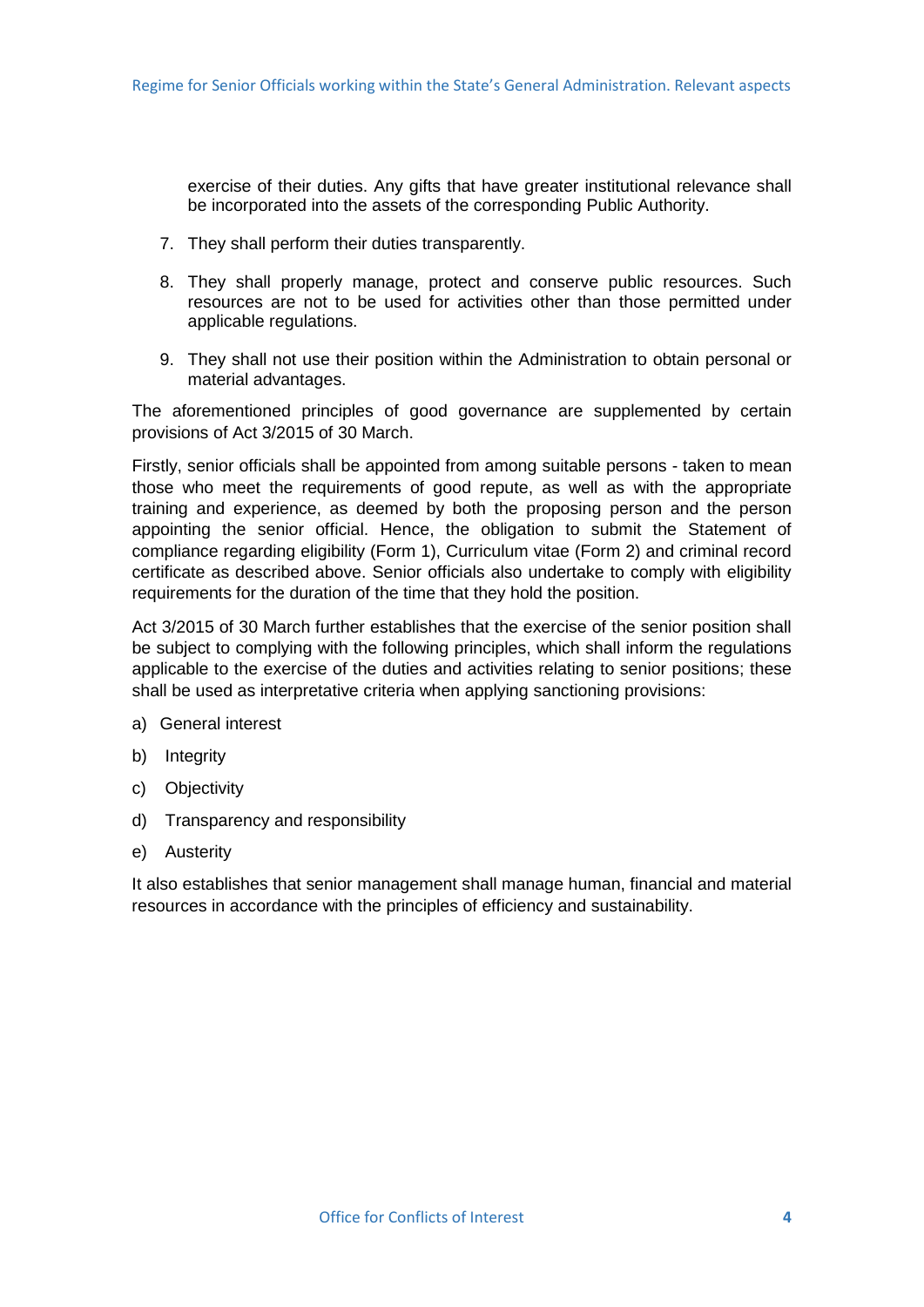exercise of their duties. Any gifts that have greater institutional relevance shall be incorporated into the assets of the corresponding Public Authority.

7. They shall perform their duties transparently.

8. They shall properly manage, protect and conserve public resources. Such resources are not to be used for activities other than those permitted under applicable regulations.

9. They shall not use their position within the Administration to obtain personal or material advantages.

The aforementioned principles of good governance are supplemented by certain provisions of Act 3/2015 of 30 March.

Firstly, senior officials shall be appointed from among suitable persons - taken to mean those who meet the requirements of good repute, as well as with the appropriate training and experience, as deemed by both the proposing person and the person appointing the senior official. Hence, the obligation to submit the Statement of compliance regarding eligibility (Form 1), Curriculum vitae (Form 2) and criminal record certificate as described above. Senior officials also undertake to comply with eligibility requirements for the duration of the time that they hold the position.

Act 3/2015 of 30 March further establishes that the exercise of the senior position shall be subject to complying with the following principles, which shall inform the regulations applicable to the exercise of the duties and activities relating to senior positions; these shall be used as interpretative criteria when applying sanctioning provisions:

a) General interest

b) Integrity

c) Objectivity

d) Transparency and responsibility

e) Austerity

It also establishes that senior management shall manage human, financial and material resources in accordance with the principles of efficiency and sustainability.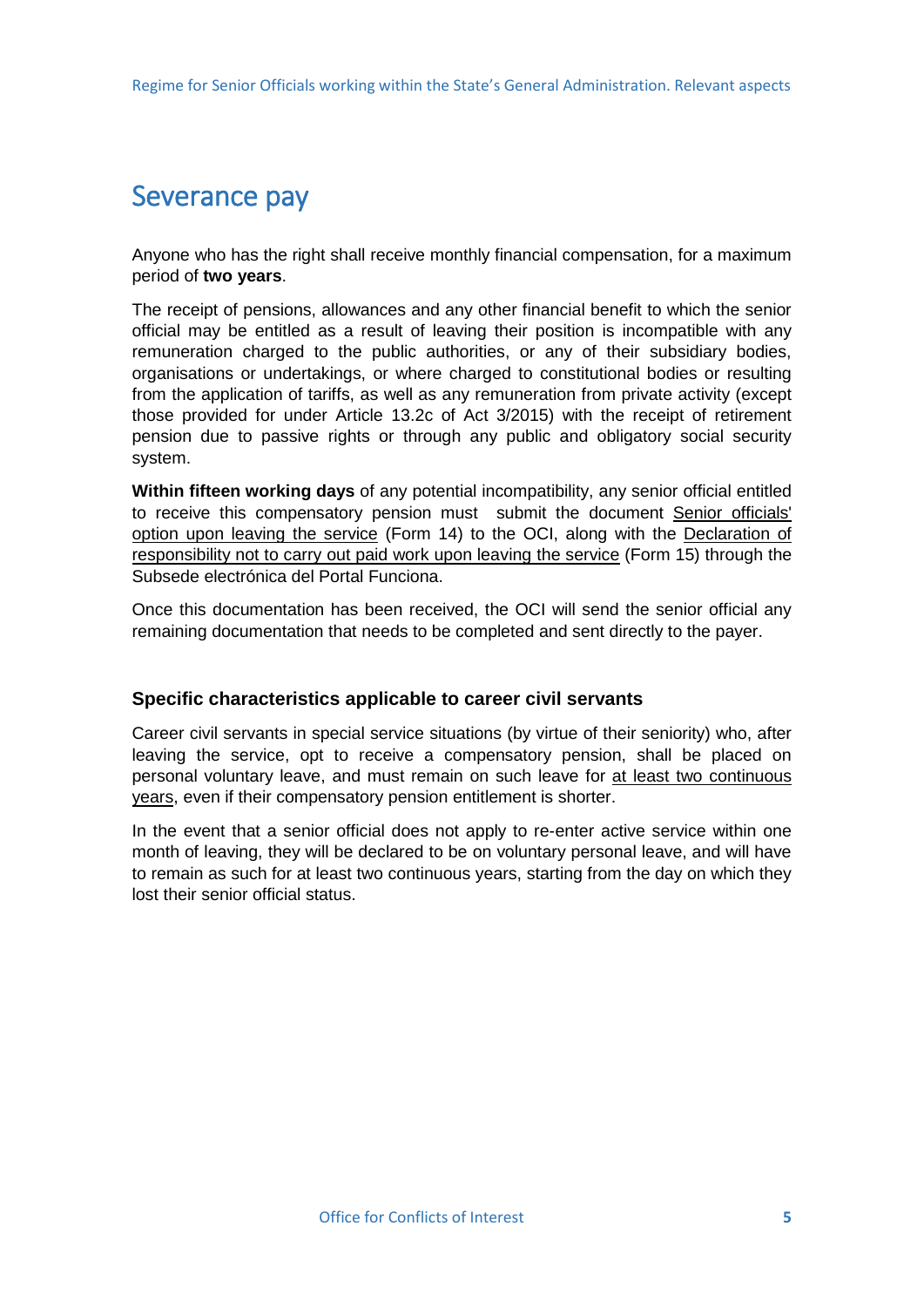# Severance pay

Anyone who has the right shall receive monthly financial compensation, for a maximum period of **two years**.

The receipt of pensions, allowances and any other financial benefit to which the senior official may be entitled as a result of leaving their position is incompatible with any remuneration charged to the public authorities, or any of their subsidiary bodies, organisations or undertakings, or where charged to constitutional bodies or resulting from the application of tariffs, as well as any remuneration from private activity (except those provided for under Article 13.2c of Act 3/2015) with the receipt of retirement pension due to passive rights or through any public and obligatory social security system.

**Within fifteen working days** of any potential incompatibility, any senior official entitled to receive this compensatory pension must submit the document Senior officials' option upon leaving the service (Form 14) to the OCI, along with the Declaration of responsibility not to carry out paid work upon leaving the service (Form 15) through the Subsede electrónica del Portal Funciona.

Once this documentation has been received, the OCI will send the senior official any remaining documentation that needs to be completed and sent directly to the payer.

### Specific characteristics applicable to career civil servants

Career civil servants in special service situations (by virtue of their seniority) who, after leaving the service, opt to receive a compensatory pension, shall be placed on personal voluntary leave, and must remain on such leave for at least two continuous years, even if their compensatory pension entitlement is shorter.

In the event that a senior official does not apply to re-enter active service within one month of leaving, they will be declared to be on voluntary personal leave, and will have to remain as such for at least two continuous years, starting from the day on which they lost their senior official status.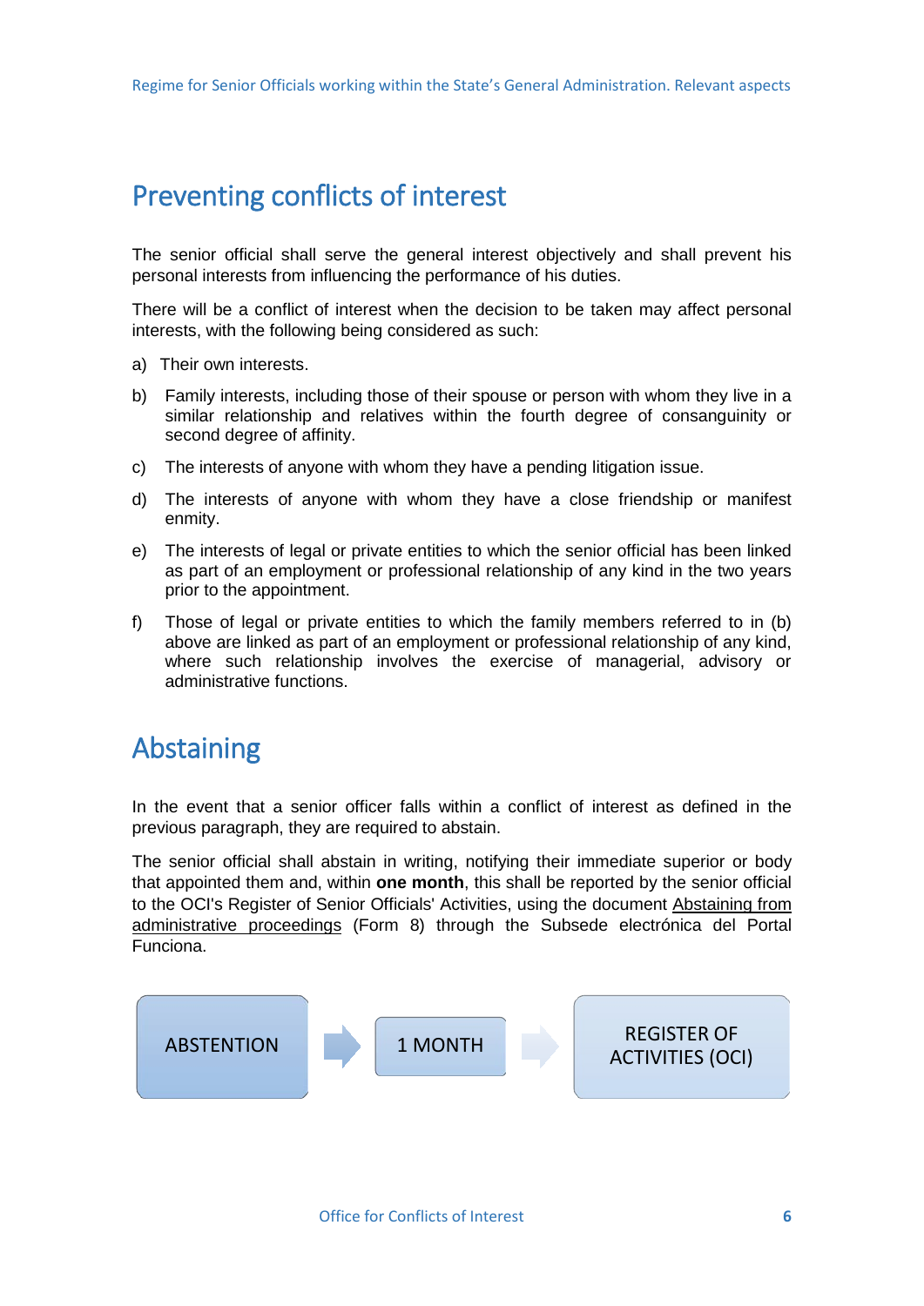## Preventing conflicts of interest

The senior official shall serve the general interest objectively and shall prevent his personal interests from influencing the performance of his duties.

There will be a conflict of interest when the decision to be taken may affect personal interests, with the following being considered as such:

a) Their own interests.

b) Family interests, including those of their spouse or person with whom they live in a similar relationship and relatives within the fourth degree of consanguinity or second degree of affinity.

c) The interests of anyone with whom they have a pending litigation issue.

d) The interests of anyone with whom they have a close friendship or manifest enmity.

e) The interests of legal or private entities to which the senior official has been linked as part of an employment or professional relationship of any kind in the two years prior to the appointment.

f) Those of legal or private entities to which the family members referred to in (b) above are linked as part of an employment or professional relationship of any kind, where such relationship involves the exercise of managerial, advisory or administrative functions.

## Abstaining

In the event that a senior officer falls within a conflict of interest as defined in the previous paragraph, they are required to abstain.

The senior official shall abstain in writing, notifying their immediate superior or body that appointed them and, within **one month**, this shall be reported by the senior official to the OCI's Register of Senior Officials' Activities, using the document Abstaining from administrative proceedings (Form 8) through the Subsede electrónica del Portal Funciona.

ABSTENTION → 1 MONTH → REGISTER OF ACTIVITIES (OCI)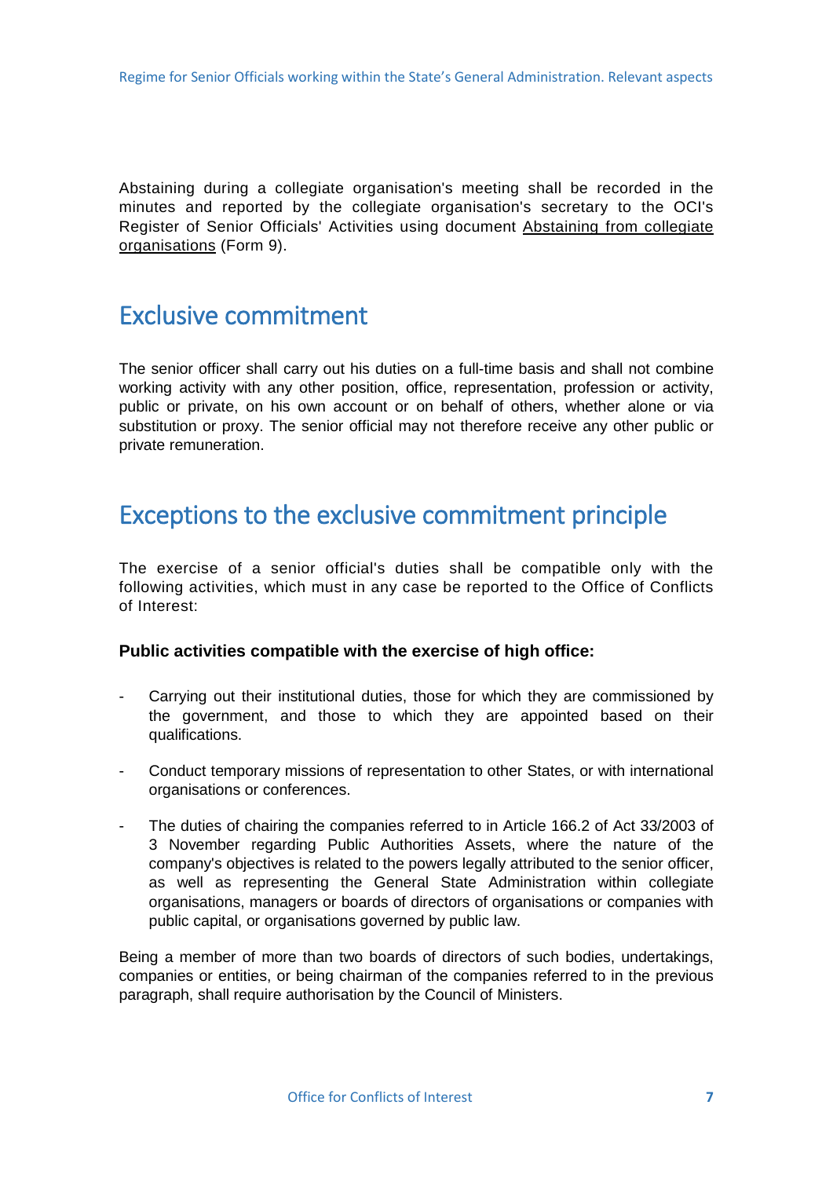Abstaining during a collegiate organisation's meeting shall be recorded in the minutes and reported by the collegiate organisation's secretary to the OCI's Register of Senior Officials' Activities using document Abstaining from collegiate organisations (Form 9).

## Exclusive commitment

The senior officer shall carry out his duties on a full-time basis and shall not combine working activity with any other position, office, representation, profession or activity, public or private, on his own account or on behalf of others, whether alone or via substitution or proxy. The senior official may not therefore receive any other public or private remuneration.

## Exceptions to the exclusive commitment principle

The exercise of a senior official's duties shall be compatible only with the following activities, which must in any case be reported to the Office of Conflicts of Interest:

**Public activities compatible with the exercise of high office:**

- Carrying out their institutional duties, those for which they are commissioned by the government, and those to which they are appointed based on their qualifications.
- Conduct temporary missions of representation to other States, or with international organisations or conferences.
- The duties of chairing the companies referred to in Article 166.2 of Act 33/2003 of 3 November regarding Public Authorities Assets, where the nature of the company's objectives is related to the powers legally attributed to the senior officer, as well as representing the General State Administration within collegiate organisations, managers or boards of directors of organisations or companies with public capital, or organisations governed by public law.

Being a member of more than two boards of directors of such bodies, undertakings, companies or entities, or being chairman of the companies referred to in the previous paragraph, shall require authorisation by the Council of Ministers.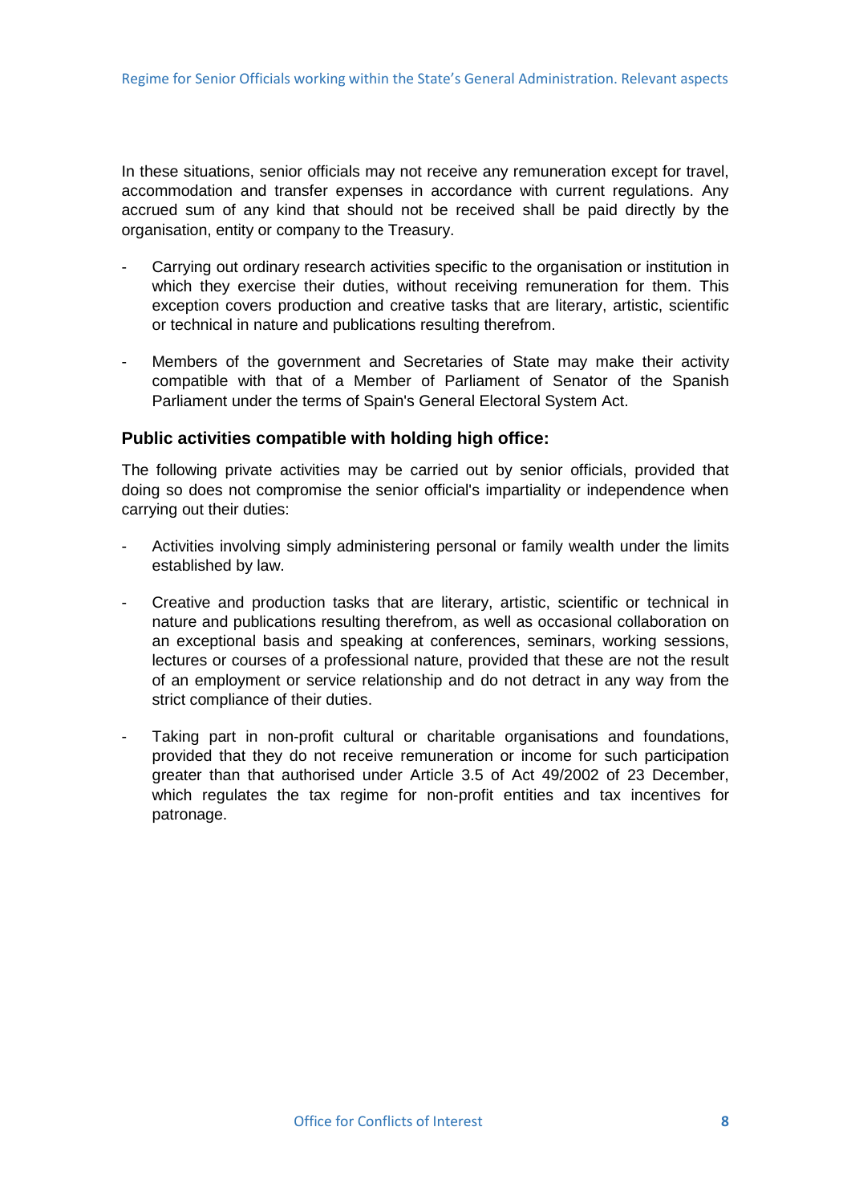In these situations, senior officials may not receive any remuneration except for travel, accommodation and transfer expenses in accordance with current regulations. Any accrued sum of any kind that should not be received shall be paid directly by the organisation, entity or company to the Treasury.

- Carrying out ordinary research activities specific to the organisation or institution in which they exercise their duties, without receiving remuneration for them. This exception covers production and creative tasks that are literary, artistic, scientific or technical in nature and publications resulting therefrom.

- Members of the government and Secretaries of State may make their activity compatible with that of a Member of Parliament of Senator of the Spanish Parliament under the terms of Spain's General Electoral System Act.

### Public activities compatible with holding high office:

The following private activities may be carried out by senior officials, provided that doing so does not compromise the senior official's impartiality or independence when carrying out their duties:

- Activities involving simply administering personal or family wealth under the limits established by law.

- Creative and production tasks that are literary, artistic, scientific or technical in nature and publications resulting therefrom, as well as occasional collaboration on an exceptional basis and speaking at conferences, seminars, working sessions, lectures or courses of a professional nature, provided that these are not the result of an employment or service relationship and do not detract in any way from the strict compliance of their duties.

- Taking part in non-profit cultural or charitable organisations and foundations, provided that they do not receive remuneration or income for such participation greater than that authorised under Article 3.5 of Act 49/2002 of 23 December, which regulates the tax regime for non-profit entities and tax incentives for patronage.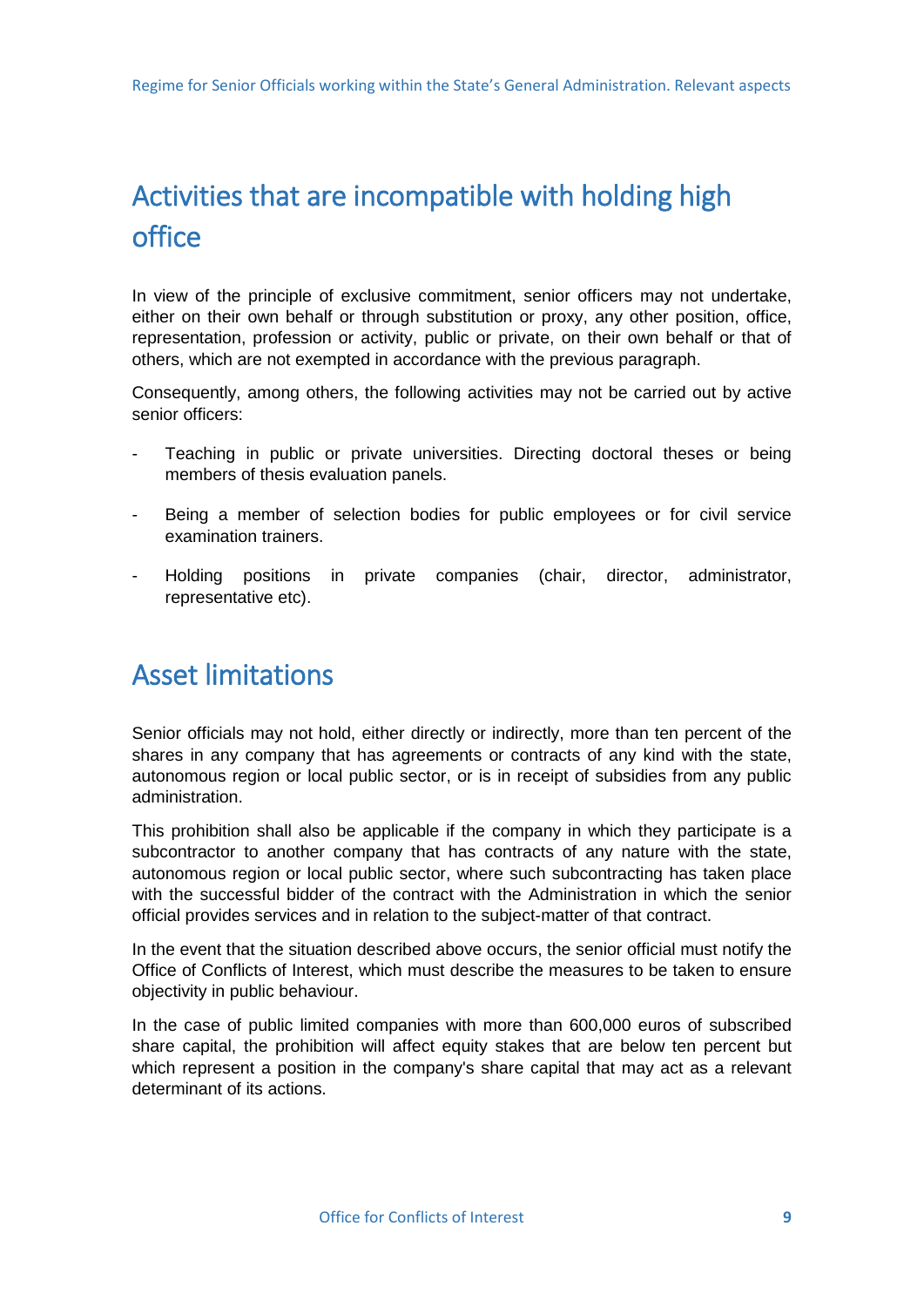## Activities that are incompatible with holding high office

In view of the principle of exclusive commitment, senior officers may not undertake, either on their own behalf or through substitution or proxy, any other position, office, representation, profession or activity, public or private, on their own behalf or that of others, which are not exempted in accordance with the previous paragraph.

Consequently, among others, the following activities may not be carried out by active senior officers:

- Teaching in public or private universities. Directing doctoral theses or being members of thesis evaluation panels.
- Being a member of selection bodies for public employees or for civil service examination trainers.
- Holding positions in private companies (chair, director, administrator, representative etc).

## Asset limitations

Senior officials may not hold, either directly or indirectly, more than ten percent of the shares in any company that has agreements or contracts of any kind with the state, autonomous region or local public sector, or is in receipt of subsidies from any public administration.

This prohibition shall also be applicable if the company in which they participate is a subcontractor to another company that has contracts of any nature with the state, autonomous region or local public sector, where such subcontracting has taken place with the successful bidder of the contract with the Administration in which the senior official provides services and in relation to the subject-matter of that contract.

In the event that the situation described above occurs, the senior official must notify the Office of Conflicts of Interest, which must describe the measures to be taken to ensure objectivity in public behaviour.

In the case of public limited companies with more than 600,000 euros of subscribed share capital, the prohibition will affect equity stakes that are below ten percent but which represent a position in the company's share capital that may act as a relevant determinant of its actions.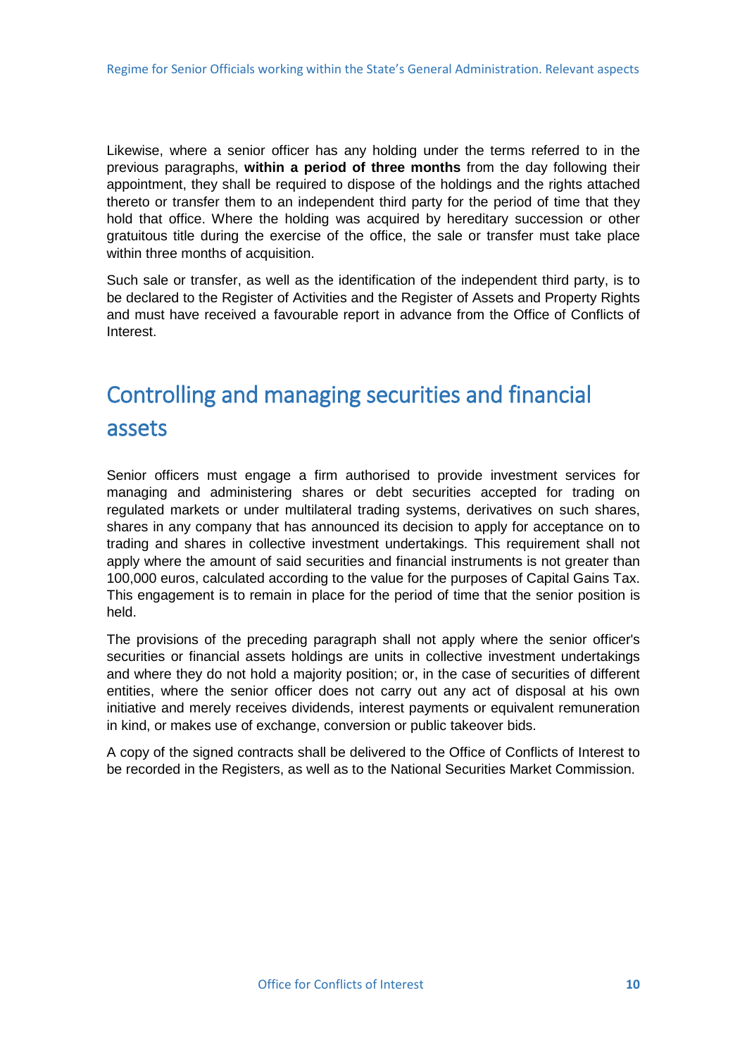Likewise, where a senior officer has any holding under the terms referred to in the previous paragraphs, **within a period of three months** from the day following their appointment, they shall be required to dispose of the holdings and the rights attached thereto or transfer them to an independent third party for the period of time that they hold that office. Where the holding was acquired by hereditary succession or other gratuitous title during the exercise of the office, the sale or transfer must take place within three months of acquisition.

Such sale or transfer, as well as the identification of the independent third party, is to be declared to the Register of Activities and the Register of Assets and Property Rights and must have received a favourable report in advance from the Office of Conflicts of Interest.

## Controlling and managing securities and financial assets

Senior officers must engage a firm authorised to provide investment services for managing and administering shares or debt securities accepted for trading on regulated markets or under multilateral trading systems, derivatives on such shares, shares in any company that has announced its decision to apply for acceptance on to trading and shares in collective investment undertakings. This requirement shall not apply where the amount of said securities and financial instruments is not greater than 100,000 euros, calculated according to the value for the purposes of Capital Gains Tax. This engagement is to remain in place for the period of time that the senior position is held.

The provisions of the preceding paragraph shall not apply where the senior officer's securities or financial assets holdings are units in collective investment undertakings and where they do not hold a majority position; or, in the case of securities of different entities, where the senior officer does not carry out any act of disposal at his own initiative and merely receives dividends, interest payments or equivalent remuneration in kind, or makes use of exchange, conversion or public takeover bids.

A copy of the signed contracts shall be delivered to the Office of Conflicts of Interest to be recorded in the Registers, as well as to the National Securities Market Commission.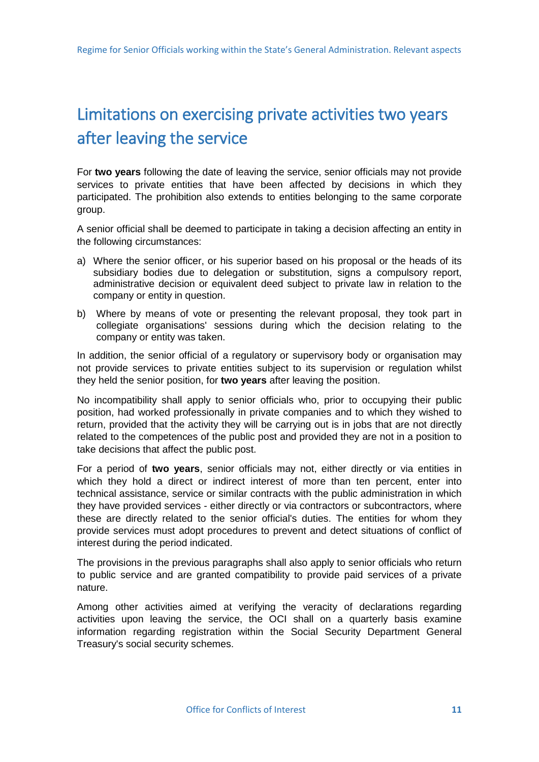# Limitations on exercising private activities two years after leaving the service

For **two years** following the date of leaving the service, senior officials may not provide services to private entities that have been affected by decisions in which they participated. The prohibition also extends to entities belonging to the same corporate group.

A senior official shall be deemed to participate in taking a decision affecting an entity in the following circumstances:

a) Where the senior officer, or his superior based on his proposal or the heads of its subsidiary bodies due to delegation or substitution, signs a compulsory report, administrative decision or equivalent deed subject to private law in relation to the company or entity in question.

b) Where by means of vote or presenting the relevant proposal, they took part in collegiate organisations' sessions during which the decision relating to the company or entity was taken.

In addition, the senior official of a regulatory or supervisory body or organisation may not provide services to private entities subject to its supervision or regulation whilst they held the senior position, for **two years** after leaving the position.

No incompatibility shall apply to senior officials who, prior to occupying their public position, had worked professionally in private companies and to which they wished to return, provided that the activity they will be carrying out is in jobs that are not directly related to the competences of the public post and provided they are not in a position to take decisions that affect the public post.

For a period of **two years**, senior officials may not, either directly or via entities in which they hold a direct or indirect interest of more than ten percent, enter into technical assistance, service or similar contracts with the public administration in which they have provided services - either directly or via contractors or subcontractors, where these are directly related to the senior official's duties. The entities for whom they provide services must adopt procedures to prevent and detect situations of conflict of interest during the period indicated.

The provisions in the previous paragraphs shall also apply to senior officials who return to public service and are granted compatibility to provide paid services of a private nature.

Among other activities aimed at verifying the veracity of declarations regarding activities upon leaving the service, the OCI shall on a quarterly basis examine information regarding registration within the Social Security Department General Treasury's social security schemes.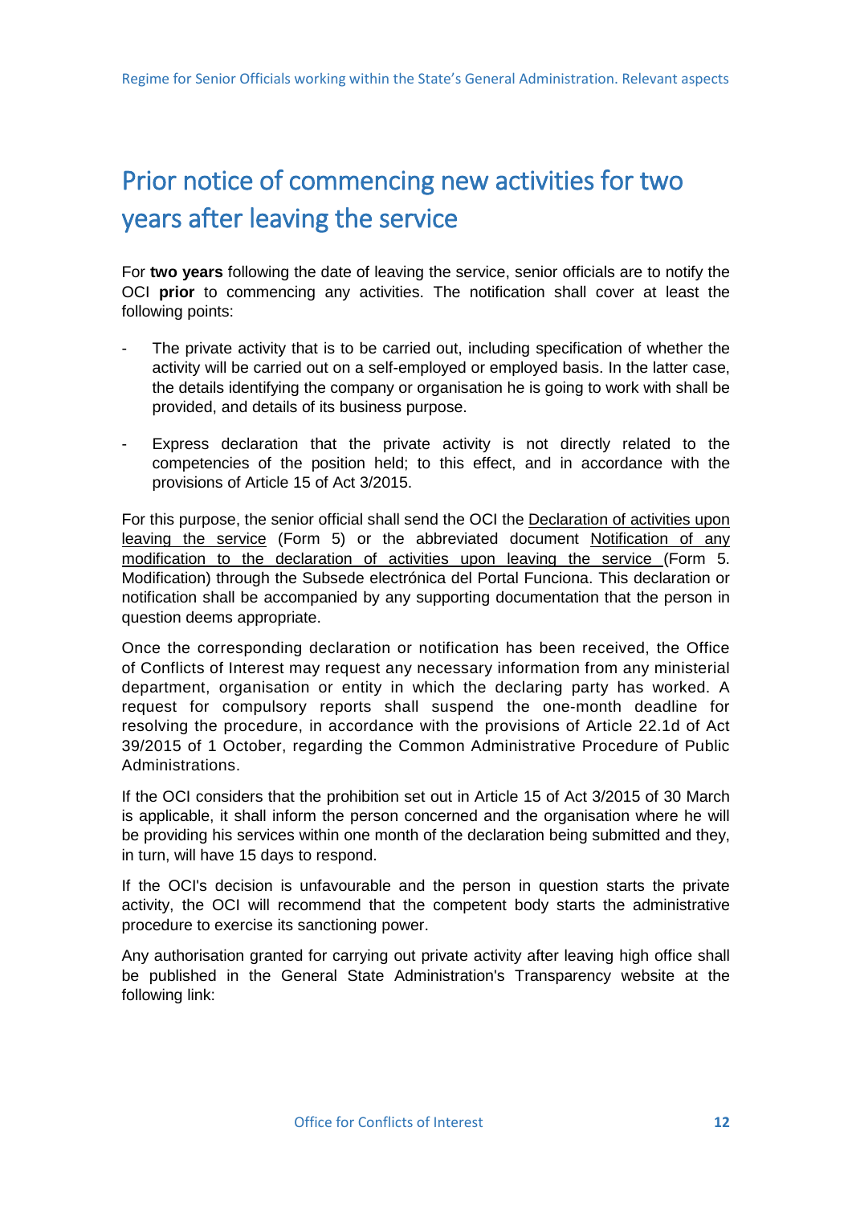# Prior notice of commencing new activities for two years after leaving the service

For **two years** following the date of leaving the service, senior officials are to notify the OCI **prior** to commencing any activities. The notification shall cover at least the following points:

- The private activity that is to be carried out, including specification of whether the activity will be carried out on a self-employed or employed basis. In the latter case, the details identifying the company or organisation he is going to work with shall be provided, and details of its business purpose.
- Express declaration that the private activity is not directly related to the competencies of the position held; to this effect, and in accordance with the provisions of Article 15 of Act 3/2015.

For this purpose, the senior official shall send the OCI the Declaration of activities upon leaving the service (Form 5) or the abbreviated document Notification of any modification to the declaration of activities upon leaving the service (Form 5. Modification) through the Subsede electrónica del Portal Funciona. This declaration or notification shall be accompanied by any supporting documentation that the person in question deems appropriate.

Once the corresponding declaration or notification has been received, the Office of Conflicts of Interest may request any necessary information from any ministerial department, organisation or entity in which the declaring party has worked. A request for compulsory reports shall suspend the one-month deadline for resolving the procedure, in accordance with the provisions of Article 22.1d of Act 39/2015 of 1 October, regarding the Common Administrative Procedure of Public Administrations.

If the OCI considers that the prohibition set out in Article 15 of Act 3/2015 of 30 March is applicable, it shall inform the person concerned and the organisation where he will be providing his services within one month of the declaration being submitted and they, in turn, will have 15 days to respond.

If the OCI's decision is unfavourable and the person in question starts the private activity, the OCI will recommend that the competent body starts the administrative procedure to exercise its sanctioning power.

Any authorisation granted for carrying out private activity after leaving high office shall be published in the General State Administration's Transparency website at the following link: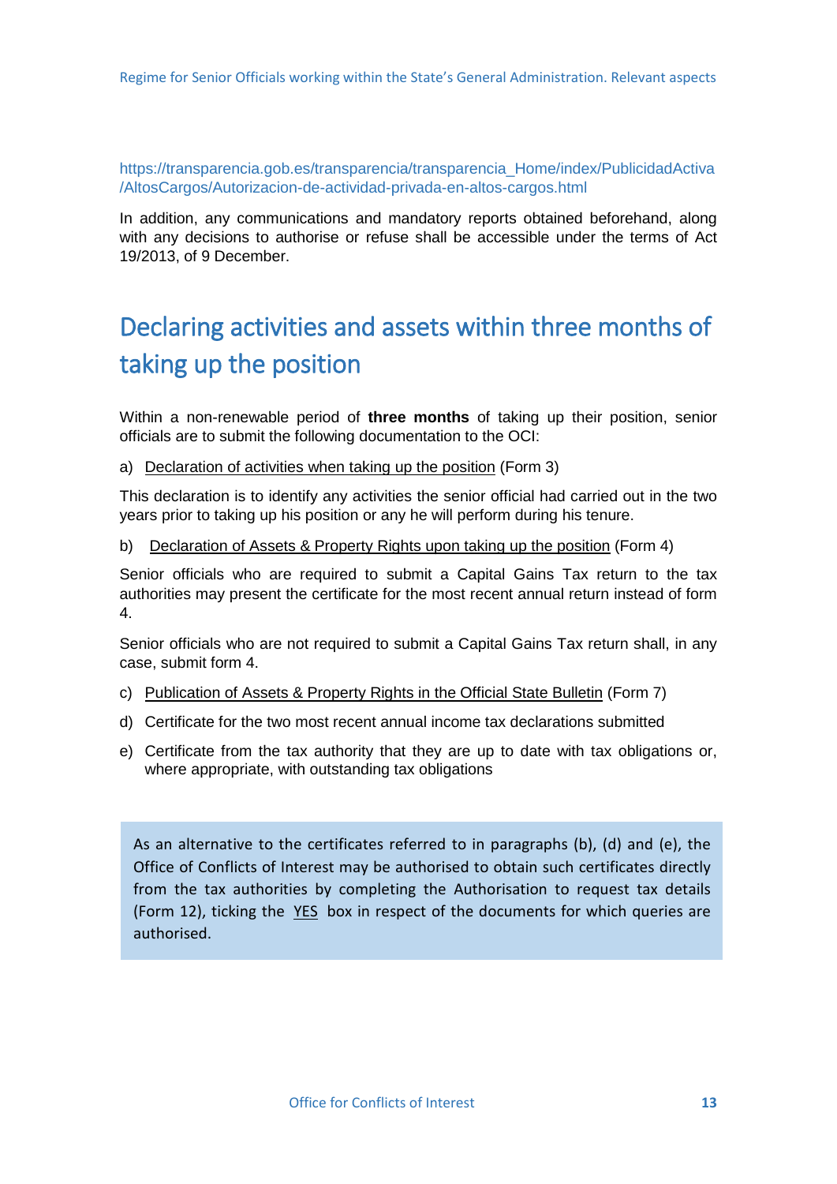https://transparencia.gob.es/transparencia/transparencia_Home/index/PublicidadActiva/AltosCargos/Autorizacion-de-actividad-privada-en-altos-cargos.html

In addition, any communications and mandatory reports obtained beforehand, along with any decisions to authorise or refuse shall be accessible under the terms of Act 19/2013, of 9 December.

# Declaring activities and assets within three months of taking up the position

Within a non-renewable period of **three months** of taking up their position, senior officials are to submit the following documentation to the OCI:

a) Declaration of activities when taking up the position (Form 3)

This declaration is to identify any activities the senior official had carried out in the two years prior to taking up his position or any he will perform during his tenure.

b) Declaration of Assets & Property Rights upon taking up the position (Form 4)

Senior officials who are required to submit a Capital Gains Tax return to the tax authorities may present the certificate for the most recent annual return instead of form 4.

Senior officials who are not required to submit a Capital Gains Tax return shall, in any case, submit form 4.

c) Publication of Assets & Property Rights in the Official State Bulletin (Form 7)

d) Certificate for the two most recent annual income tax declarations submitted

e) Certificate from the tax authority that they are up to date with tax obligations or, where appropriate, with outstanding tax obligations

> As an alternative to the certificates referred to in paragraphs (b), (d) and (e), the Office of Conflicts of Interest may be authorised to obtain such certificates directly from the tax authorities by completing the Authorisation to request tax details (Form 12), ticking the YES box in respect of the documents for which queries are authorised.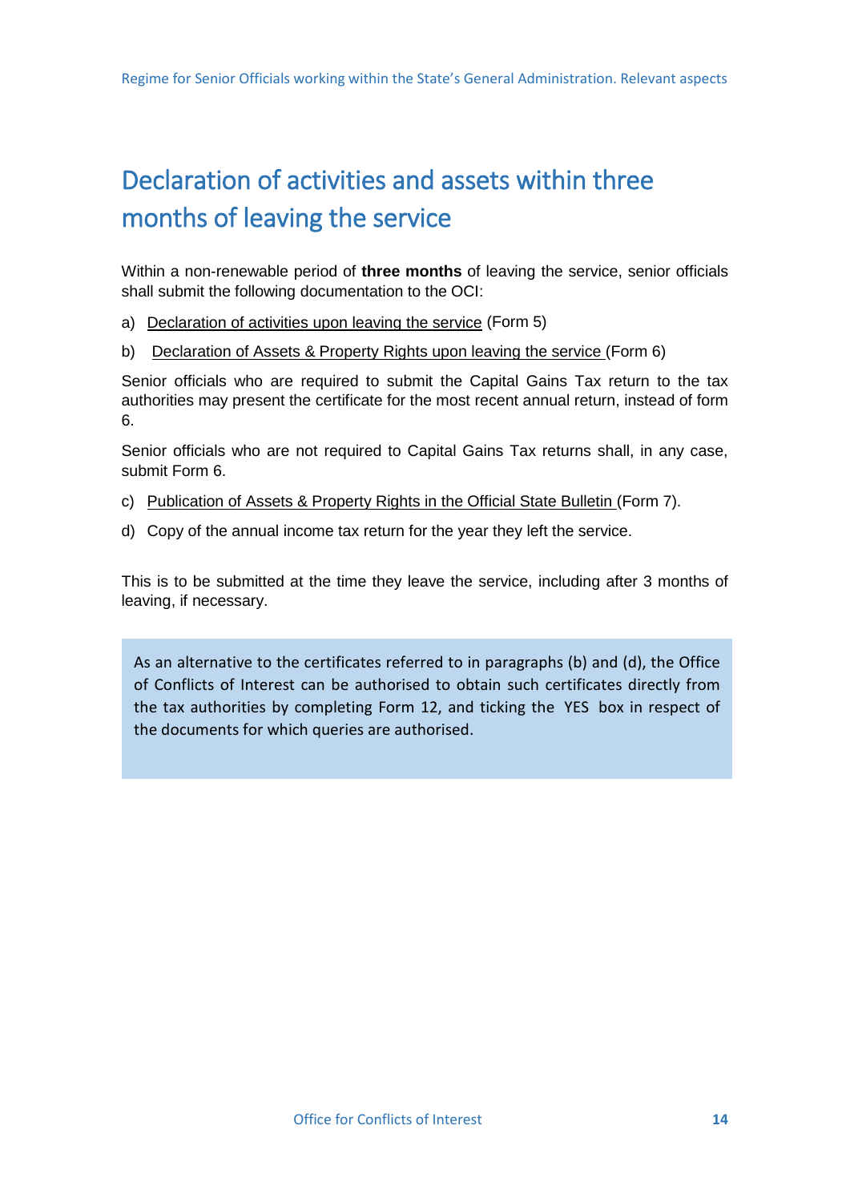# Declaration of activities and assets within three months of leaving the service

Within a non-renewable period of **three months** of leaving the service, senior officials shall submit the following documentation to the OCI:

a) Declaration of activities upon leaving the service (Form 5)

b) Declaration of Assets & Property Rights upon leaving the service (Form 6)

Senior officials who are required to submit the Capital Gains Tax return to the tax authorities may present the certificate for the most recent annual return, instead of form 6.

Senior officials who are not required to Capital Gains Tax returns shall, in any case, submit Form 6.

c) Publication of Assets & Property Rights in the Official State Bulletin (Form 7).

d) Copy of the annual income tax return for the year they left the service.

This is to be submitted at the time they leave the service, including after 3 months of leaving, if necessary.

As an alternative to the certificates referred to in paragraphs (b) and (d), the Office of Conflicts of Interest can be authorised to obtain such certificates directly from the tax authorities by completing Form 12, and ticking the YES box in respect of the documents for which queries are authorised.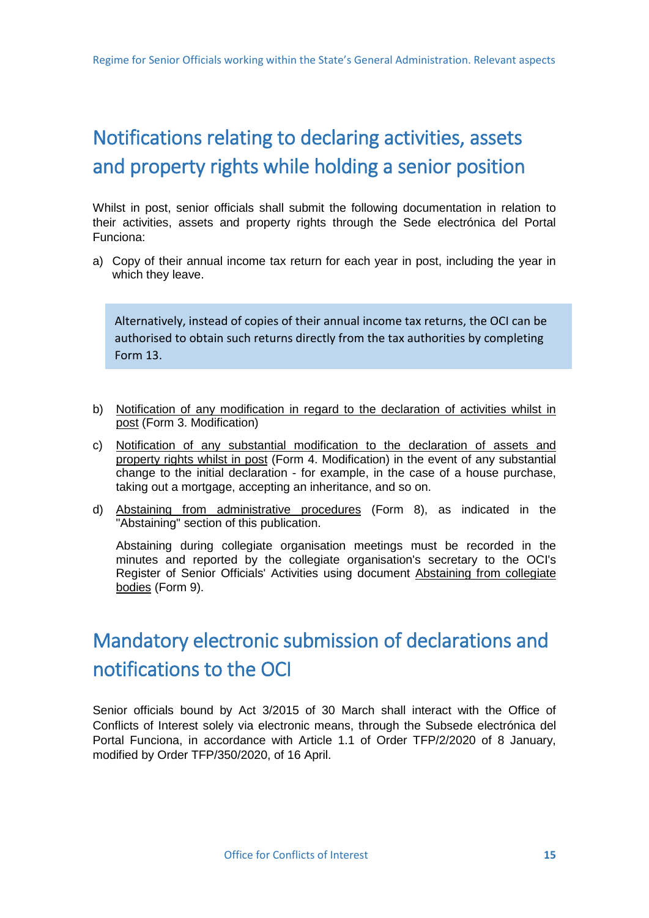## Notifications relating to declaring activities, assets and property rights while holding a senior position

Whilst in post, senior officials shall submit the following documentation in relation to their activities, assets and property rights through the Sede electrónica del Portal Funciona:

a) Copy of their annual income tax return for each year in post, including the year in which they leave.

> Alternatively, instead of copies of their annual income tax returns, the OCI can be authorised to obtain such returns directly from the tax authorities by completing Form 13.

b) Notification of any modification in regard to the declaration of activities whilst in post (Form 3. Modification)

c) Notification of any substantial modification to the declaration of assets and property rights whilst in post (Form 4. Modification) in the event of any substantial change to the initial declaration - for example, in the case of a house purchase, taking out a mortgage, accepting an inheritance, and so on.

d) Abstaining from administrative procedures (Form 8), as indicated in the "Abstaining" section of this publication.

   Abstaining during collegiate organisation meetings must be recorded in the minutes and reported by the collegiate organisation's secretary to the OCI's Register of Senior Officials' Activities using document Abstaining from collegiate bodies (Form 9).

## Mandatory electronic submission of declarations and notifications to the OCI

Senior officials bound by Act 3/2015 of 30 March shall interact with the Office of Conflicts of Interest solely via electronic means, through the Subsede electrónica del Portal Funciona, in accordance with Article 1.1 of Order TFP/2/2020 of 8 January, modified by Order TFP/350/2020, of 16 April.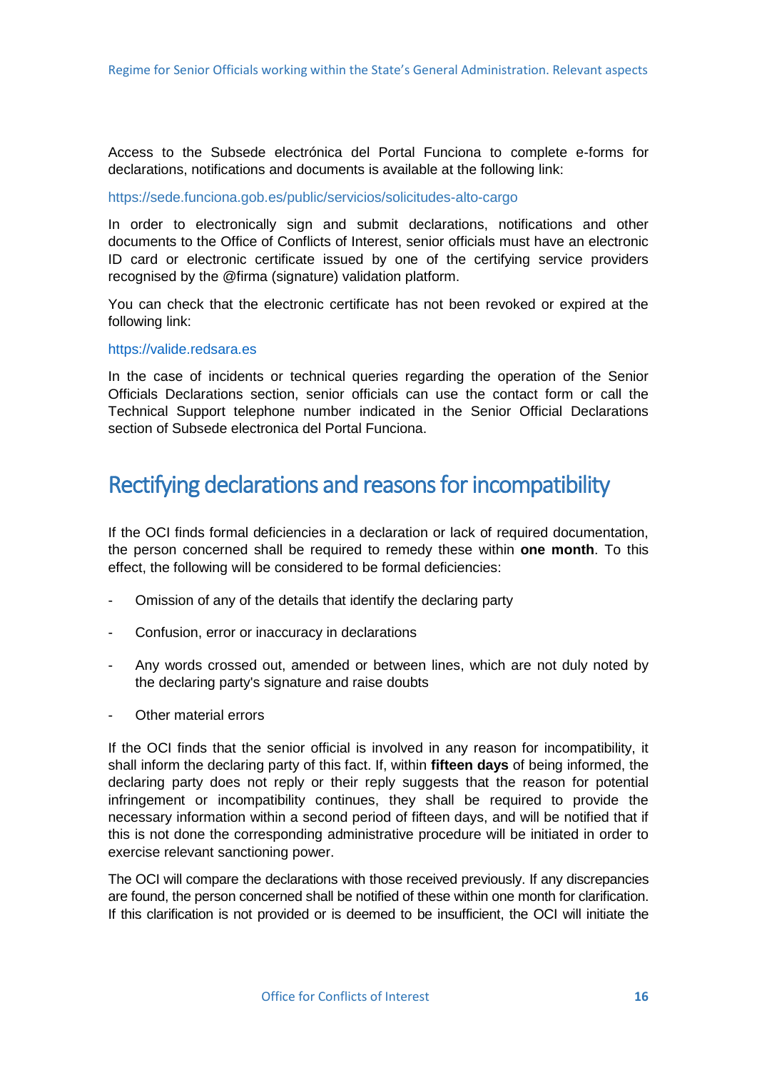Access to the Subsede electrónica del Portal Funciona to complete e-forms for declarations, notifications and documents is available at the following link:

https://sede.funciona.gob.es/public/servicios/solicitudes-alto-cargo

In order to electronically sign and submit declarations, notifications and other documents to the Office of Conflicts of Interest, senior officials must have an electronic ID card or electronic certificate issued by one of the certifying service providers recognised by the @firma (signature) validation platform.

You can check that the electronic certificate has not been revoked or expired at the following link:

https://valide.redsara.es

In the case of incidents or technical queries regarding the operation of the Senior Officials Declarations section, senior officials can use the contact form or call the Technical Support telephone number indicated in the Senior Official Declarations section of Subsede electronica del Portal Funciona.

## Rectifying declarations and reasons for incompatibility

If the OCI finds formal deficiencies in a declaration or lack of required documentation, the person concerned shall be required to remedy these within **one month**. To this effect, the following will be considered to be formal deficiencies:

- Omission of any of the details that identify the declaring party
- Confusion, error or inaccuracy in declarations
- Any words crossed out, amended or between lines, which are not duly noted by the declaring party's signature and raise doubts
- Other material errors

If the OCI finds that the senior official is involved in any reason for incompatibility, it shall inform the declaring party of this fact. If, within **fifteen days** of being informed, the declaring party does not reply or their reply suggests that the reason for potential infringement or incompatibility continues, they shall be required to provide the necessary information within a second period of fifteen days, and will be notified that if this is not done the corresponding administrative procedure will be initiated in order to exercise relevant sanctioning power.

The OCI will compare the declarations with those received previously. If any discrepancies are found, the person concerned shall be notified of these within one month for clarification. If this clarification is not provided or is deemed to be insufficient, the OCI will initiate the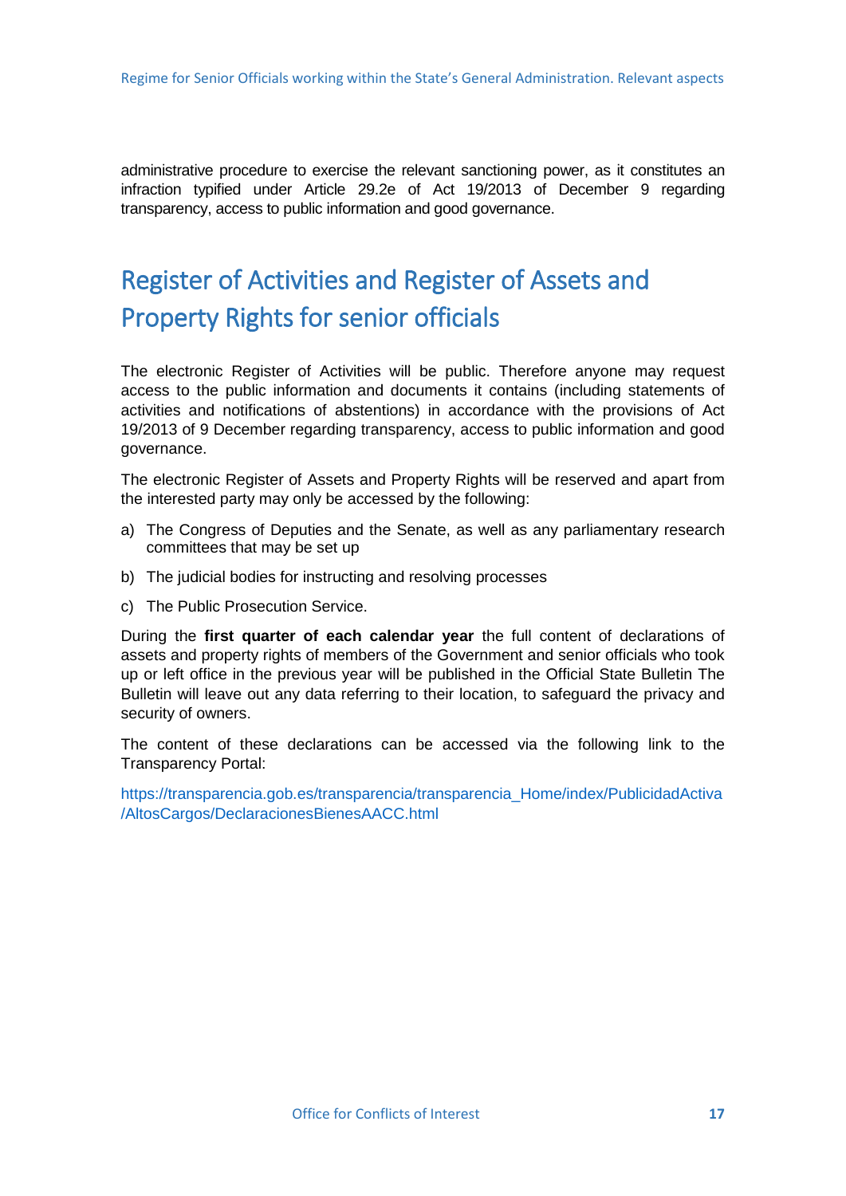administrative procedure to exercise the relevant sanctioning power, as it constitutes an infraction typified under Article 29.2e of Act 19/2013 of December 9 regarding transparency, access to public information and good governance.

# Register of Activities and Register of Assets and Property Rights for senior officials

The electronic Register of Activities will be public. Therefore anyone may request access to the public information and documents it contains (including statements of activities and notifications of abstentions) in accordance with the provisions of Act 19/2013 of 9 December regarding transparency, access to public information and good governance.

The electronic Register of Assets and Property Rights will be reserved and apart from the interested party may only be accessed by the following:

a) The Congress of Deputies and the Senate, as well as any parliamentary research committees that may be set up

b) The judicial bodies for instructing and resolving processes

c) The Public Prosecution Service.

During the **first quarter of each calendar year** the full content of declarations of assets and property rights of members of the Government and senior officials who took up or left office in the previous year will be published in the Official State Bulletin The Bulletin will leave out any data referring to their location, to safeguard the privacy and security of owners.

The content of these declarations can be accessed via the following link to the Transparency Portal:

https://transparencia.gob.es/transparencia/transparencia_Home/index/PublicidadActiva/AltosCargos/DeclaracionesBienesAACC.html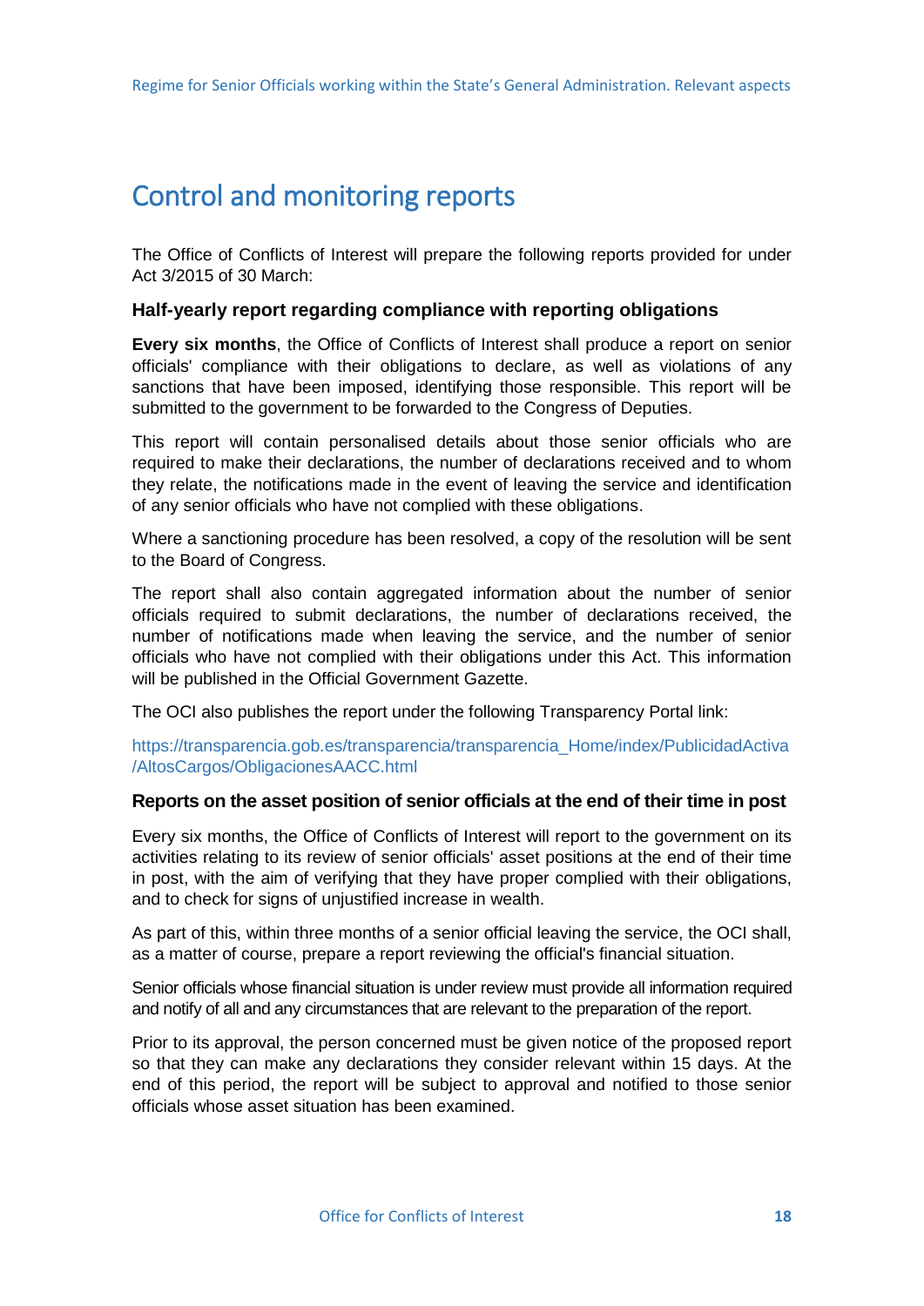# Control and monitoring reports

The Office of Conflicts of Interest will prepare the following reports provided for under Act 3/2015 of 30 March:

### Half-yearly report regarding compliance with reporting obligations

**Every six months**, the Office of Conflicts of Interest shall produce a report on senior officials' compliance with their obligations to declare, as well as violations of any sanctions that have been imposed, identifying those responsible. This report will be submitted to the government to be forwarded to the Congress of Deputies.

This report will contain personalised details about those senior officials who are required to make their declarations, the number of declarations received and to whom they relate, the notifications made in the event of leaving the service and identification of any senior officials who have not complied with these obligations.

Where a sanctioning procedure has been resolved, a copy of the resolution will be sent to the Board of Congress.

The report shall also contain aggregated information about the number of senior officials required to submit declarations, the number of declarations received, the number of notifications made when leaving the service, and the number of senior officials who have not complied with their obligations under this Act. This information will be published in the Official Government Gazette.

The OCI also publishes the report under the following Transparency Portal link:

https://transparencia.gob.es/transparencia/transparencia_Home/index/PublicidadActiva/AltosCargos/ObligacionesAACC.html

### Reports on the asset position of senior officials at the end of their time in post

Every six months, the Office of Conflicts of Interest will report to the government on its activities relating to its review of senior officials' asset positions at the end of their time in post, with the aim of verifying that they have proper complied with their obligations, and to check for signs of unjustified increase in wealth.

As part of this, within three months of a senior official leaving the service, the OCI shall, as a matter of course, prepare a report reviewing the official's financial situation.

Senior officials whose financial situation is under review must provide all information required and notify of all and any circumstances that are relevant to the preparation of the report.

Prior to its approval, the person concerned must be given notice of the proposed report so that they can make any declarations they consider relevant within 15 days. At the end of this period, the report will be subject to approval and notified to those senior officials whose asset situation has been examined.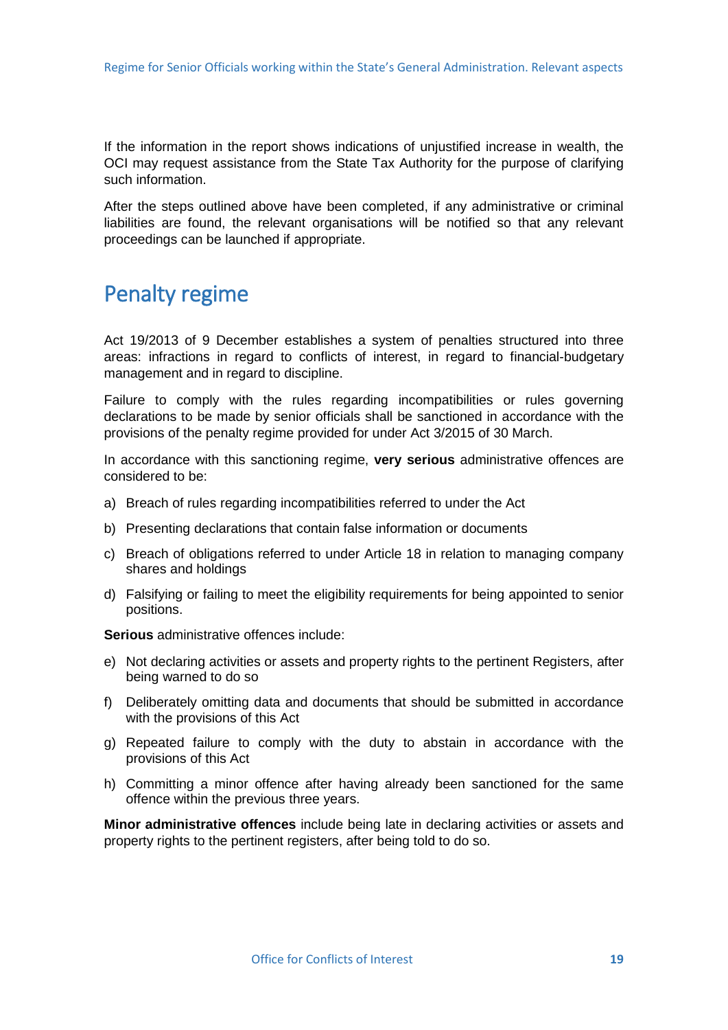If the information in the report shows indications of unjustified increase in wealth, the OCI may request assistance from the State Tax Authority for the purpose of clarifying such information.

After the steps outlined above have been completed, if any administrative or criminal liabilities are found, the relevant organisations will be notified so that any relevant proceedings can be launched if appropriate.

## Penalty regime

Act 19/2013 of 9 December establishes a system of penalties structured into three areas: infractions in regard to conflicts of interest, in regard to financial-budgetary management and in regard to discipline.

Failure to comply with the rules regarding incompatibilities or rules governing declarations to be made by senior officials shall be sanctioned in accordance with the provisions of the penalty regime provided for under Act 3/2015 of 30 March.

In accordance with this sanctioning regime, **very serious** administrative offences are considered to be:

a) Breach of rules regarding incompatibilities referred to under the Act

b) Presenting declarations that contain false information or documents

c) Breach of obligations referred to under Article 18 in relation to managing company shares and holdings

d) Falsifying or failing to meet the eligibility requirements for being appointed to senior positions.

**Serious** administrative offences include:

e) Not declaring activities or assets and property rights to the pertinent Registers, after being warned to do so

f) Deliberately omitting data and documents that should be submitted in accordance with the provisions of this Act

g) Repeated failure to comply with the duty to abstain in accordance with the provisions of this Act

h) Committing a minor offence after having already been sanctioned for the same offence within the previous three years.

**Minor administrative offences** include being late in declaring activities or assets and property rights to the pertinent registers, after being told to do so.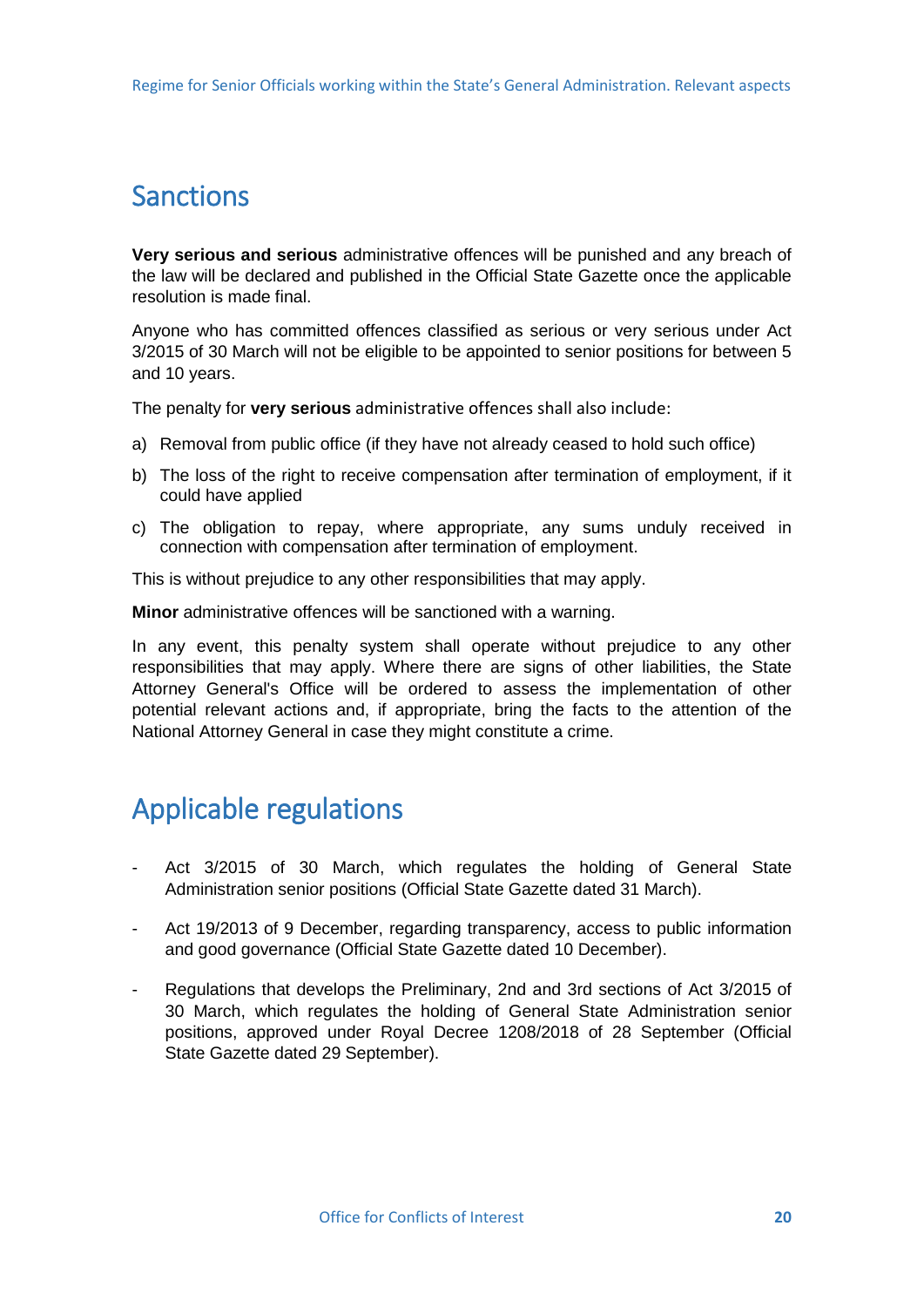## Sanctions

**Very serious and serious** administrative offences will be punished and any breach of the law will be declared and published in the Official State Gazette once the applicable resolution is made final.

Anyone who has committed offences classified as serious or very serious under Act 3/2015 of 30 March will not be eligible to be appointed to senior positions for between 5 and 10 years.

The penalty for **very serious** administrative offences shall also include:

a) Removal from public office (if they have not already ceased to hold such office)

b) The loss of the right to receive compensation after termination of employment, if it could have applied

c) The obligation to repay, where appropriate, any sums unduly received in connection with compensation after termination of employment.

This is without prejudice to any other responsibilities that may apply.

**Minor** administrative offences will be sanctioned with a warning.

In any event, this penalty system shall operate without prejudice to any other responsibilities that may apply. Where there are signs of other liabilities, the State Attorney General's Office will be ordered to assess the implementation of other potential relevant actions and, if appropriate, bring the facts to the attention of the National Attorney General in case they might constitute a crime.

## Applicable regulations

- Act 3/2015 of 30 March, which regulates the holding of General State Administration senior positions (Official State Gazette dated 31 March).

- Act 19/2013 of 9 December, regarding transparency, access to public information and good governance (Official State Gazette dated 10 December).

- Regulations that develops the Preliminary, 2nd and 3rd sections of Act 3/2015 of 30 March, which regulates the holding of General State Administration senior positions, approved under Royal Decree 1208/2018 of 28 September (Official State Gazette dated 29 September).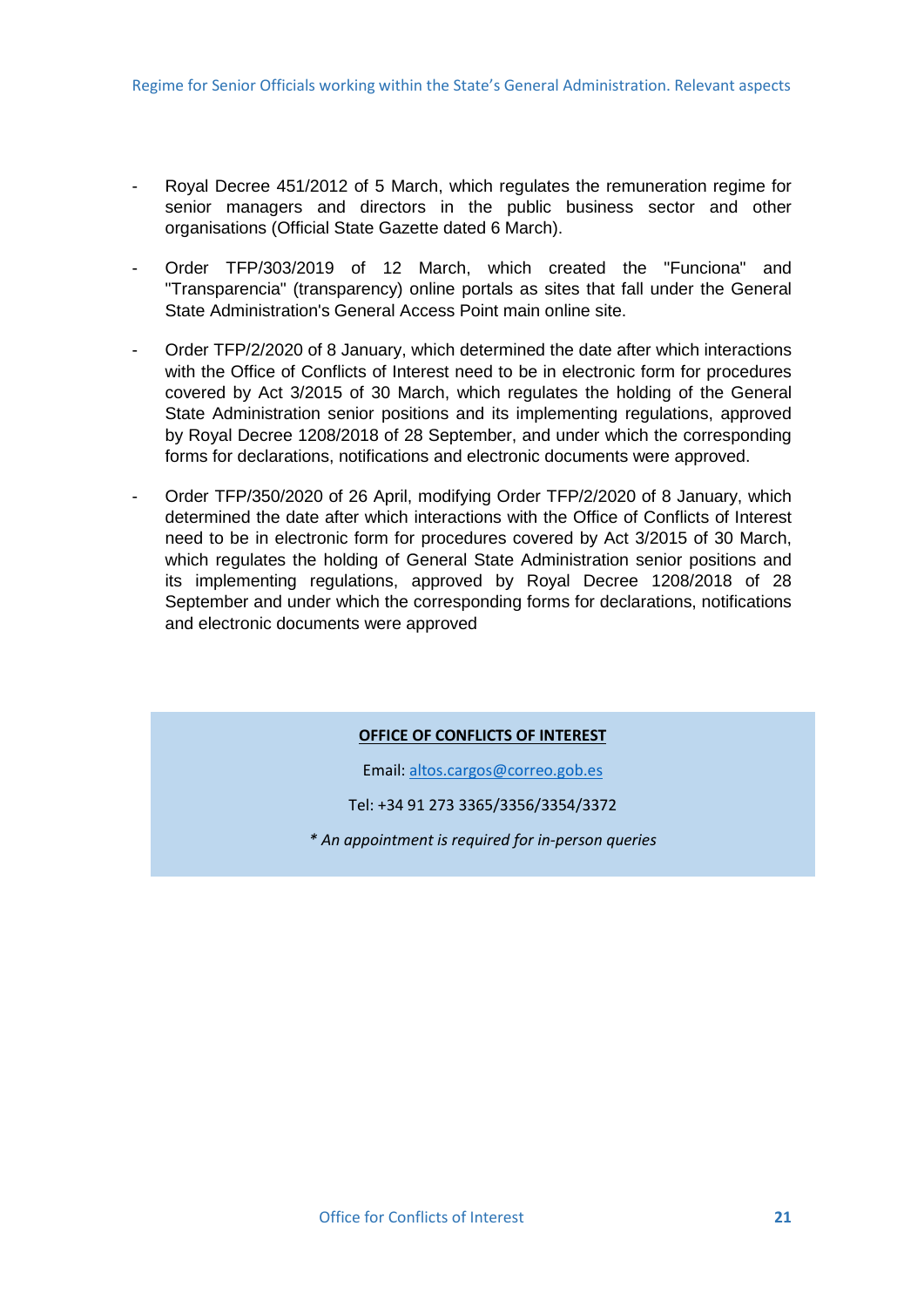- Royal Decree 451/2012 of 5 March, which regulates the remuneration regime for senior managers and directors in the public business sector and other organisations (Official State Gazette dated 6 March).

- Order TFP/303/2019 of 12 March, which created the "Funciona" and "Transparencia" (transparency) online portals as sites that fall under the General State Administration's General Access Point main online site.

- Order TFP/2/2020 of 8 January, which determined the date after which interactions with the Office of Conflicts of Interest need to be in electronic form for procedures covered by Act 3/2015 of 30 March, which regulates the holding of the General State Administration senior positions and its implementing regulations, approved by Royal Decree 1208/2018 of 28 September, and under which the corresponding forms for declarations, notifications and electronic documents were approved.

- Order TFP/350/2020 of 26 April, modifying Order TFP/2/2020 of 8 January, which determined the date after which interactions with the Office of Conflicts of Interest need to be in electronic form for procedures covered by Act 3/2015 of 30 March, which regulates the holding of General State Administration senior positions and its implementing regulations, approved by Royal Decree 1208/2018 of 28 September and under which the corresponding forms for declarations, notifications and electronic documents were approved

**OFFICE OF CONFLICTS OF INTEREST**

Email: altos.cargos@correo.gob.es

Tel: +34 91 273 3365/3356/3354/3372

*\* An appointment is required for in-person queries*